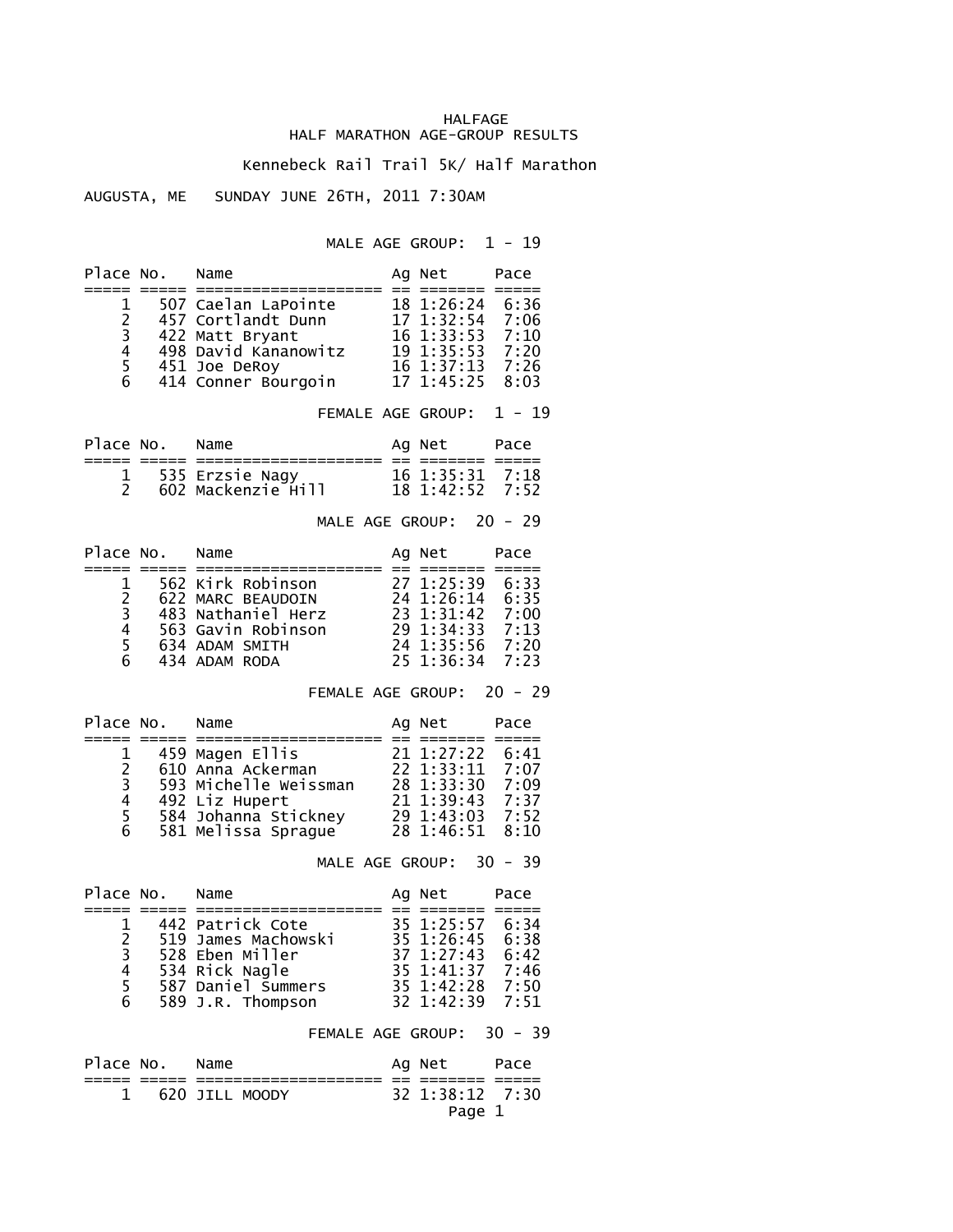HALFAGE

# HALF MARATHON AGE-GROUP RESULTS

## Kennebeck Rail Trail 5K/ Half Marathon

AUGUSTA, ME SUNDAY JUNE 26TH, 2011 7:30AM

### MALE AGE GROUP: 1 - 19

| Place | No. | Name | Ag | Net | Pace |
|---|---|---|---|---|---|
| 1 | 507 | Caelan LaPointe | 18 | 1:26:24 | 6:36 |
| 2 | 457 | Cortlandt Dunn | 17 | 1:32:54 | 7:06 |
| 3 | 422 | Matt Bryant | 16 | 1:33:53 | 7:10 |
| 4 | 498 | David Kananowitz | 19 | 1:35:53 | 7:20 |
| 5 | 451 | Joe DeRoy | 16 | 1:37:13 | 7:26 |
| 6 | 414 | Conner Bourgoin | 17 | 1:45:25 | 8:03 |

### FEMALE AGE GROUP: 1 - 19

| Place | No. | Name | Ag | Net | Pace |
|---|---|---|---|---|---|
| 1 | 535 | Erzsie Nagy | 16 | 1:35:31 | 7:18 |
| 2 | 602 | Mackenzie Hill | 18 | 1:42:52 | 7:52 |

### MALE AGE GROUP: 20 - 29

| Place | No. | Name | Ag | Net | Pace |
|---|---|---|---|---|---|
| 1 | 562 | Kirk Robinson | 27 | 1:25:39 | 6:33 |
| 2 | 622 | MARC BEAUDOIN | 24 | 1:26:14 | 6:35 |
| 3 | 483 | Nathaniel Herz | 23 | 1:31:42 | 7:00 |
| 4 | 563 | Gavin Robinson | 29 | 1:34:33 | 7:13 |
| 5 | 634 | ADAM SMITH | 24 | 1:35:56 | 7:20 |
| 6 | 434 | ADAM RODA | 25 | 1:36:34 | 7:23 |

### FEMALE AGE GROUP: 20 - 29

| Place | No. | Name | Ag | Net | Pace |
|---|---|---|---|---|---|
| 1 | 459 | Magen Ellis | 21 | 1:27:22 | 6:41 |
| 2 | 610 | Anna Ackerman | 22 | 1:33:11 | 7:07 |
| 3 | 593 | Michelle Weissman | 28 | 1:33:30 | 7:09 |
| 4 | 492 | Liz Hupert | 21 | 1:39:43 | 7:37 |
| 5 | 584 | Johanna Stickney | 29 | 1:43:03 | 7:52 |
| 6 | 581 | Melissa Sprague | 28 | 1:46:51 | 8:10 |

### MALE AGE GROUP: 30 - 39

| Place | No. | Name | Ag | Net | Pace |
|---|---|---|---|---|---|
| 1 | 442 | Patrick Cote | 35 | 1:25:57 | 6:34 |
| 2 | 519 | James Machowski | 35 | 1:26:45 | 6:38 |
| 3 | 528 | Eben Miller | 37 | 1:27:43 | 6:42 |
| 4 | 534 | Rick Nagle | 35 | 1:41:37 | 7:46 |
| 5 | 587 | Daniel Summers | 35 | 1:42:28 | 7:50 |
| 6 | 589 | J.R. Thompson | 32 | 1:42:39 | 7:51 |

### FEMALE AGE GROUP: 30 - 39

| Place | No. | Name | Ag | Net | Pace |
|---|---|---|---|---|---|
| 1 | 620 | JILL MOODY | 32 | 1:38:12 | 7:30 |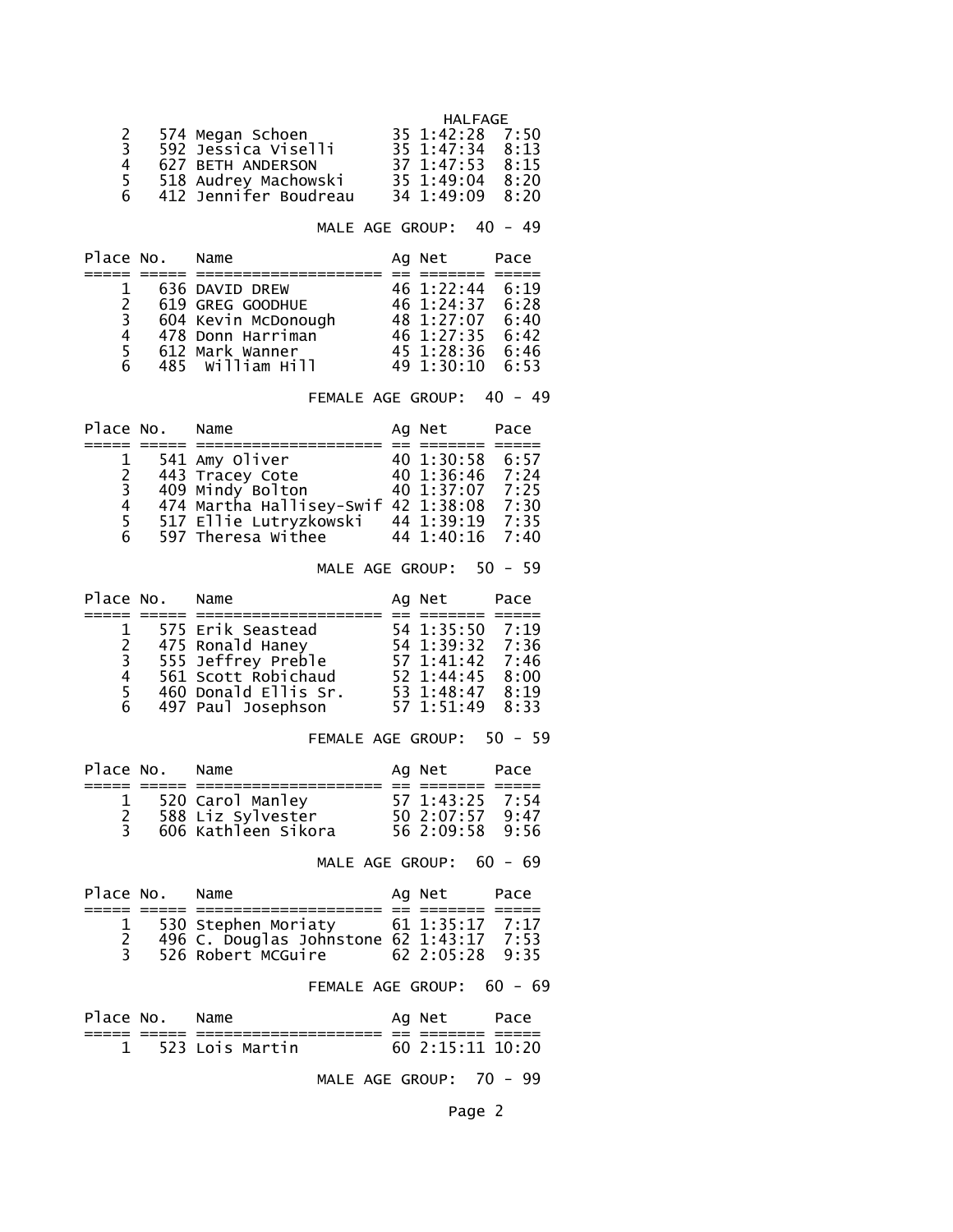| Place | No. | Name | Ag | Net | Pace |
|---|---|---|---|---|---|
| | | | HALFAGE | | |
| 2 | 574 | Megan Schoen | 35 | 1:42:28 | 7:50 |
| 3 | 592 | Jessica Viselli | 35 | 1:47:34 | 8:13 |
| 4 | 627 | BETH ANDERSON | 37 | 1:47:53 | 8:15 |
| 5 | 518 | Audrey Machowski | 35 | 1:49:04 | 8:20 |
| 6 | 412 | Jennifer Boudreau | 34 | 1:49:09 | 8:20 |

MALE AGE GROUP: 40 - 49

| Place | No. | Name | Ag | Net | Pace |
|---|---|---|---|---|---|
| 1 | 636 | DAVID DREW | 46 | 1:22:44 | 6:19 |
| 2 | 619 | GREG GOODHUE | 46 | 1:24:37 | 6:28 |
| 3 | 604 | Kevin McDonough | 48 | 1:27:07 | 6:40 |
| 4 | 478 | Donn Harriman | 46 | 1:27:35 | 6:42 |
| 5 | 612 | Mark Wanner | 45 | 1:28:36 | 6:46 |
| 6 | 485 | William Hill | 49 | 1:30:10 | 6:53 |

FEMALE AGE GROUP: 40 - 49

| Place | No. | Name | Ag | Net | Pace |
|---|---|---|---|---|---|
| 1 | 541 | Amy Oliver | 40 | 1:30:58 | 6:57 |
| 2 | 443 | Tracey Cote | 40 | 1:36:46 | 7:24 |
| 3 | 409 | Mindy Bolton | 40 | 1:37:07 | 7:25 |
| 4 | 474 | Martha Hallisey-Swif | 42 | 1:38:08 | 7:30 |
| 5 | 517 | Ellie Lutryzkowski | 44 | 1:39:19 | 7:35 |
| 6 | 597 | Theresa Withee | 44 | 1:40:16 | 7:40 |

MALE AGE GROUP: 50 - 59

| Place | No. | Name | Ag | Net | Pace |
|---|---|---|---|---|---|
| 1 | 575 | Erik Seastead | 54 | 1:35:50 | 7:19 |
| 2 | 475 | Ronald Haney | 54 | 1:39:32 | 7:36 |
| 3 | 555 | Jeffrey Preble | 57 | 1:41:42 | 7:46 |
| 4 | 561 | Scott Robichaud | 52 | 1:44:45 | 8:00 |
| 5 | 460 | Donald Ellis Sr. | 53 | 1:48:47 | 8:19 |
| 6 | 497 | Paul Josephson | 57 | 1:51:49 | 8:33 |

FEMALE AGE GROUP: 50 - 59

| Place | No. | Name | Ag | Net | Pace |
|---|---|---|---|---|---|
| 1 | 520 | Carol Manley | 57 | 1:43:25 | 7:54 |
| 2 | 588 | Liz Sylvester | 50 | 2:07:57 | 9:47 |
| 3 | 606 | Kathleen Sikora | 56 | 2:09:58 | 9:56 |

MALE AGE GROUP: 60 - 69

| Place | No. | Name | Ag | Net | Pace |
|---|---|---|---|---|---|
| 1 | 530 | Stephen Moriaty | 61 | 1:35:17 | 7:17 |
| 2 | 496 | C. Douglas Johnstone | 62 | 1:43:17 | 7:53 |
| 3 | 526 | Robert MCGuire | 62 | 2:05:28 | 9:35 |

FEMALE AGE GROUP: 60 - 69

| Place | No. | Name | Ag | Net | Pace |
|---|---|---|---|---|---|
| 1 | 523 | Lois Martin | 60 | 2:15:11 | 10:20 |

MALE AGE GROUP: 70 - 99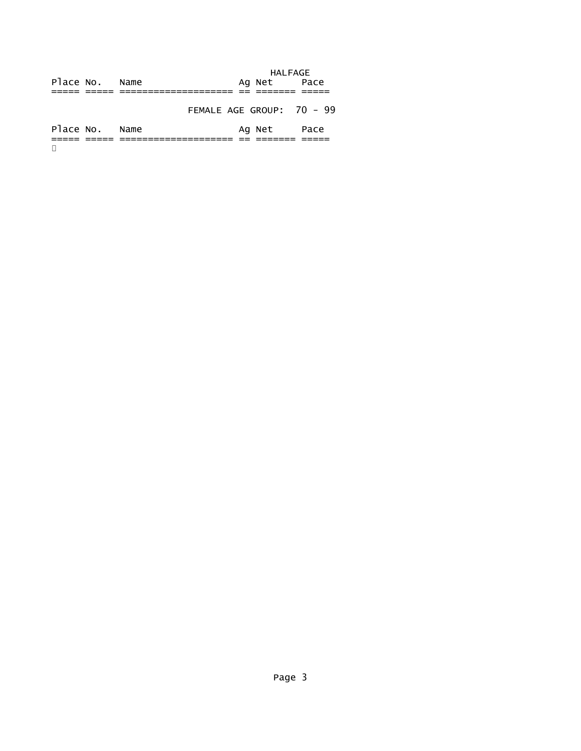| Place | No. | Name | Ag | HALFAGE Net | Pace |
|---|---|---|---|---|---|

FEMALE AGE GROUP: 70 - 99

| Place | No. | Name | Ag | Net | Pace |
|---|---|---|---|---|---|